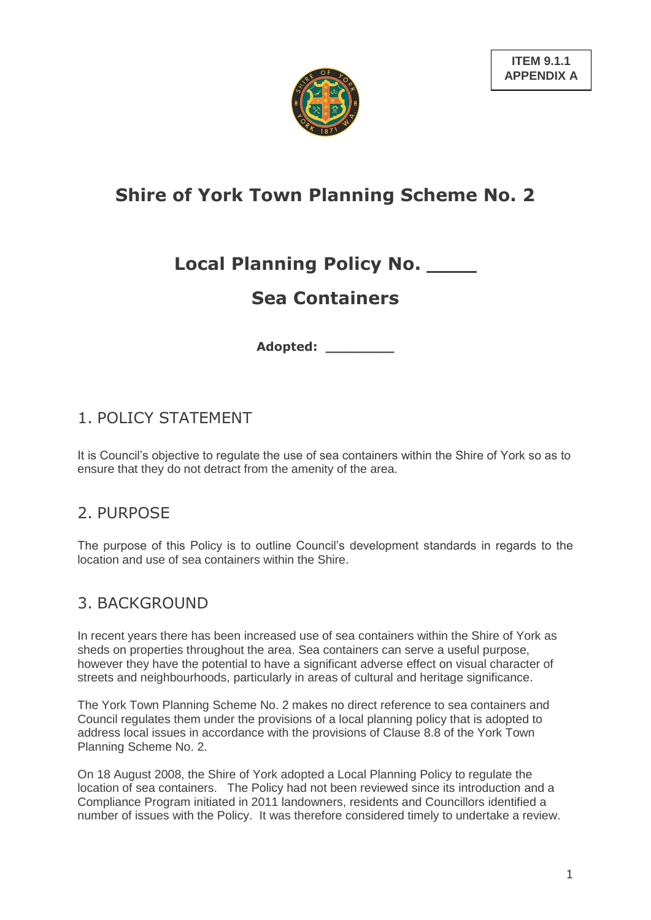**ITEM 9.1.1**
**APPENDIX A**

# Shire of York Town Planning Scheme No. 2

## Local Planning Policy No. ____

## Sea Containers

**Adopted: ________**

## 1. POLICY STATEMENT

It is Council's objective to regulate the use of sea containers within the Shire of York so as to ensure that they do not detract from the amenity of the area.

## 2. PURPOSE

The purpose of this Policy is to outline Council's development standards in regards to the location and use of sea containers within the Shire.

## 3. BACKGROUND

In recent years there has been increased use of sea containers within the Shire of York as sheds on properties throughout the area. Sea containers can serve a useful purpose, however they have the potential to have a significant adverse effect on visual character of streets and neighbourhoods, particularly in areas of cultural and heritage significance.

The York Town Planning Scheme No. 2 makes no direct reference to sea containers and Council regulates them under the provisions of a local planning policy that is adopted to address local issues in accordance with the provisions of Clause 8.8 of the York Town Planning Scheme No. 2.

On 18 August 2008, the Shire of York adopted a Local Planning Policy to regulate the location of sea containers. The Policy had not been reviewed since its introduction and a Compliance Program initiated in 2011 landowners, residents and Councillors identified a number of issues with the Policy. It was therefore considered timely to undertake a review.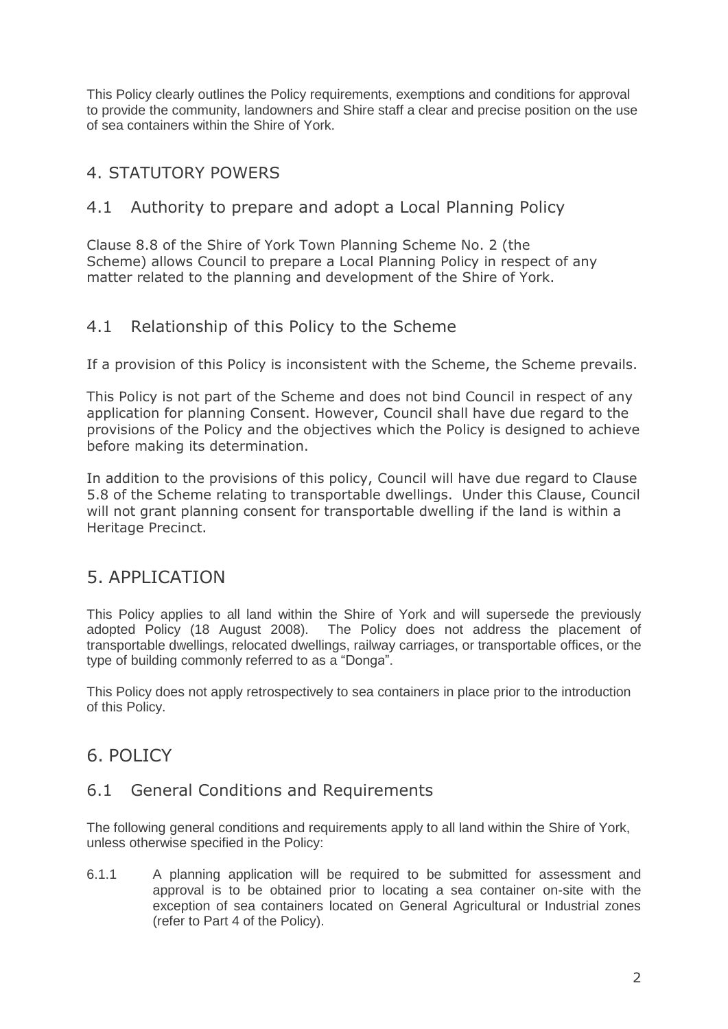This Policy clearly outlines the Policy requirements, exemptions and conditions for approval to provide the community, landowners and Shire staff a clear and precise position on the use of sea containers within the Shire of York.

## 4. STATUTORY POWERS

### 4.1 Authority to prepare and adopt a Local Planning Policy

Clause 8.8 of the Shire of York Town Planning Scheme No. 2 (the Scheme) allows Council to prepare a Local Planning Policy in respect of any matter related to the planning and development of the Shire of York.

### 4.1 Relationship of this Policy to the Scheme

If a provision of this Policy is inconsistent with the Scheme, the Scheme prevails.

This Policy is not part of the Scheme and does not bind Council in respect of any application for planning Consent. However, Council shall have due regard to the provisions of the Policy and the objectives which the Policy is designed to achieve before making its determination.

In addition to the provisions of this policy, Council will have due regard to Clause 5.8 of the Scheme relating to transportable dwellings. Under this Clause, Council will not grant planning consent for transportable dwelling if the land is within a Heritage Precinct.

## 5. APPLICATION

This Policy applies to all land within the Shire of York and will supersede the previously adopted Policy (18 August 2008). The Policy does not address the placement of transportable dwellings, relocated dwellings, railway carriages, or transportable offices, or the type of building commonly referred to as a "Donga".

This Policy does not apply retrospectively to sea containers in place prior to the introduction of this Policy.

## 6. POLICY

### 6.1 General Conditions and Requirements

The following general conditions and requirements apply to all land within the Shire of York, unless otherwise specified in the Policy:

6.1.1 A planning application will be required to be submitted for assessment and approval is to be obtained prior to locating a sea container on-site with the exception of sea containers located on General Agricultural or Industrial zones (refer to Part 4 of the Policy).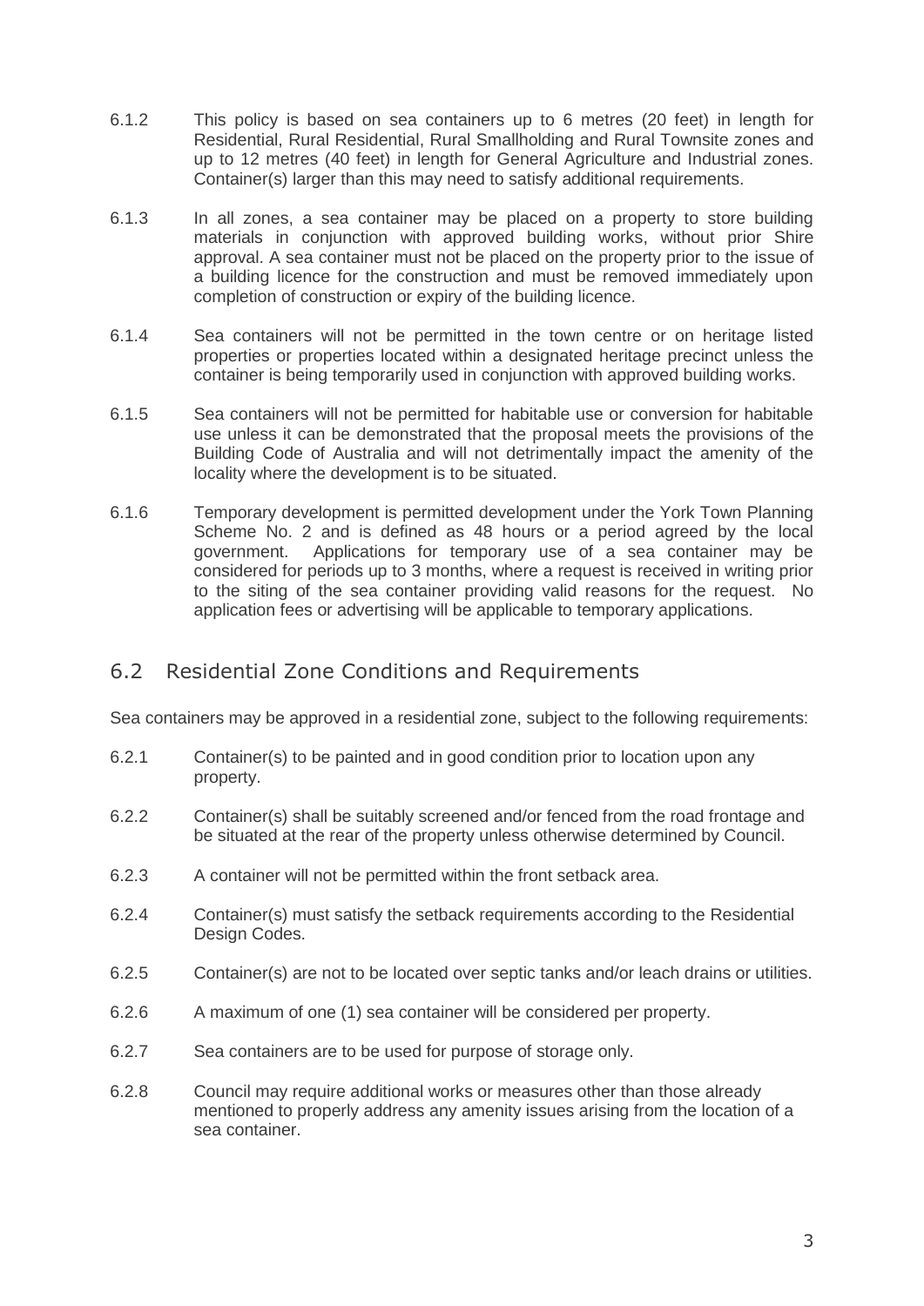6.1.2 This policy is based on sea containers up to 6 metres (20 feet) in length for Residential, Rural Residential, Rural Smallholding and Rural Townsite zones and up to 12 metres (40 feet) in length for General Agriculture and Industrial zones. Container(s) larger than this may need to satisfy additional requirements.

6.1.3 In all zones, a sea container may be placed on a property to store building materials in conjunction with approved building works, without prior Shire approval. A sea container must not be placed on the property prior to the issue of a building licence for the construction and must be removed immediately upon completion of construction or expiry of the building licence.

6.1.4 Sea containers will not be permitted in the town centre or on heritage listed properties or properties located within a designated heritage precinct unless the container is being temporarily used in conjunction with approved building works.

6.1.5 Sea containers will not be permitted for habitable use or conversion for habitable use unless it can be demonstrated that the proposal meets the provisions of the Building Code of Australia and will not detrimentally impact the amenity of the locality where the development is to be situated.

6.1.6 Temporary development is permitted development under the York Town Planning Scheme No. 2 and is defined as 48 hours or a period agreed by the local government. Applications for temporary use of a sea container may be considered for periods up to 3 months, where a request is received in writing prior to the siting of the sea container providing valid reasons for the request. No application fees or advertising will be applicable to temporary applications.

## 6.2 Residential Zone Conditions and Requirements

Sea containers may be approved in a residential zone, subject to the following requirements:

6.2.1 Container(s) to be painted and in good condition prior to location upon any property.

6.2.2 Container(s) shall be suitably screened and/or fenced from the road frontage and be situated at the rear of the property unless otherwise determined by Council.

6.2.3 A container will not be permitted within the front setback area.

6.2.4 Container(s) must satisfy the setback requirements according to the Residential Design Codes.

6.2.5 Container(s) are not to be located over septic tanks and/or leach drains or utilities.

6.2.6 A maximum of one (1) sea container will be considered per property.

6.2.7 Sea containers are to be used for purpose of storage only.

6.2.8 Council may require additional works or measures other than those already mentioned to properly address any amenity issues arising from the location of a sea container.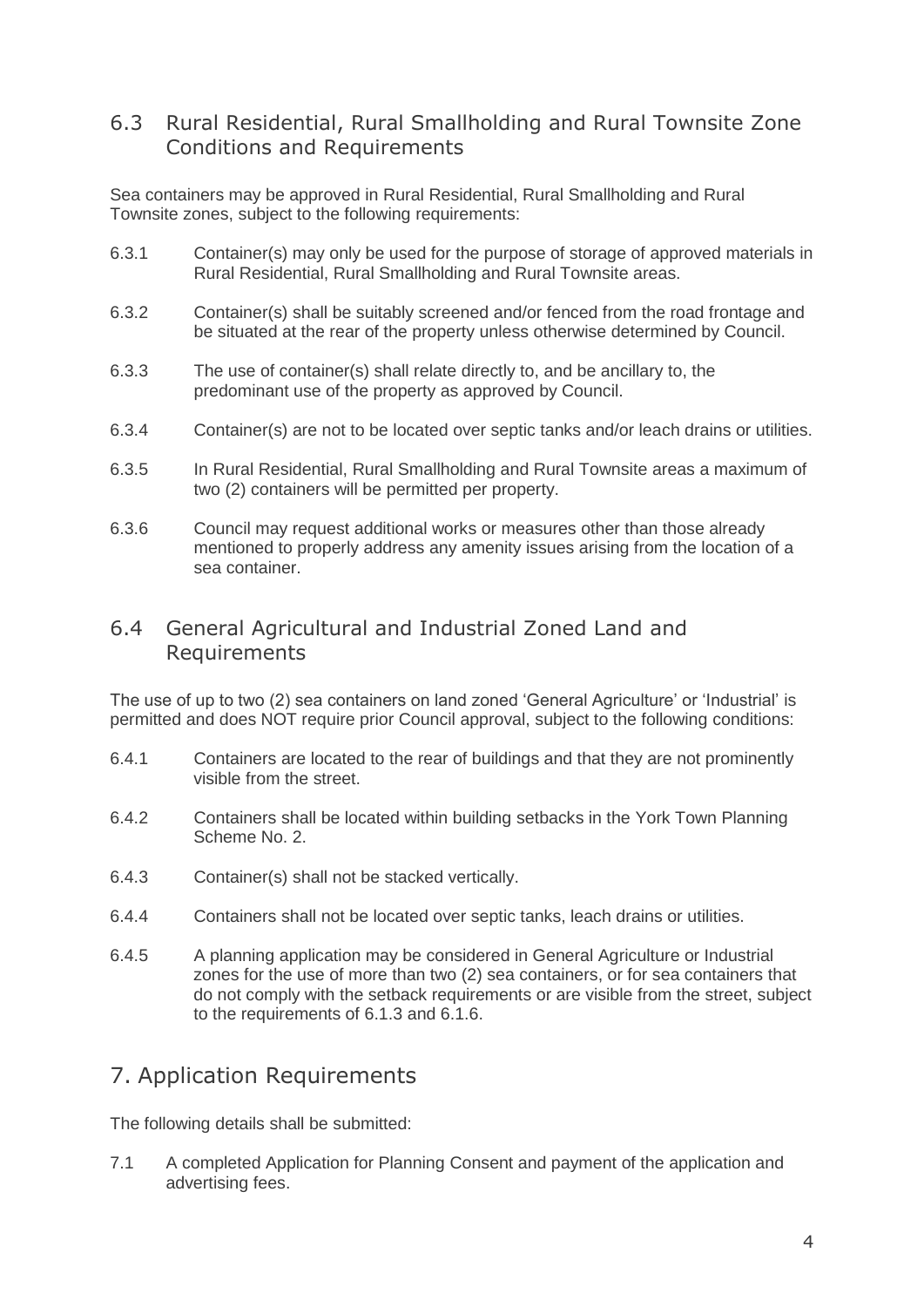## 6.3 Rural Residential, Rural Smallholding and Rural Townsite Zone Conditions and Requirements

Sea containers may be approved in Rural Residential, Rural Smallholding and Rural Townsite zones, subject to the following requirements:

6.3.1 Container(s) may only be used for the purpose of storage of approved materials in Rural Residential, Rural Smallholding and Rural Townsite areas.

6.3.2 Container(s) shall be suitably screened and/or fenced from the road frontage and be situated at the rear of the property unless otherwise determined by Council.

6.3.3 The use of container(s) shall relate directly to, and be ancillary to, the predominant use of the property as approved by Council.

6.3.4 Container(s) are not to be located over septic tanks and/or leach drains or utilities.

6.3.5 In Rural Residential, Rural Smallholding and Rural Townsite areas a maximum of two (2) containers will be permitted per property.

6.3.6 Council may request additional works or measures other than those already mentioned to properly address any amenity issues arising from the location of a sea container.

## 6.4 General Agricultural and Industrial Zoned Land and Requirements

The use of up to two (2) sea containers on land zoned 'General Agriculture' or 'Industrial' is permitted and does NOT require prior Council approval, subject to the following conditions:

6.4.1 Containers are located to the rear of buildings and that they are not prominently visible from the street.

6.4.2 Containers shall be located within building setbacks in the York Town Planning Scheme No. 2.

6.4.3 Container(s) shall not be stacked vertically.

6.4.4 Containers shall not be located over septic tanks, leach drains or utilities.

6.4.5 A planning application may be considered in General Agriculture or Industrial zones for the use of more than two (2) sea containers, or for sea containers that do not comply with the setback requirements or are visible from the street, subject to the requirements of 6.1.3 and 6.1.6.

# 7. Application Requirements

The following details shall be submitted:

7.1 A completed Application for Planning Consent and payment of the application and advertising fees.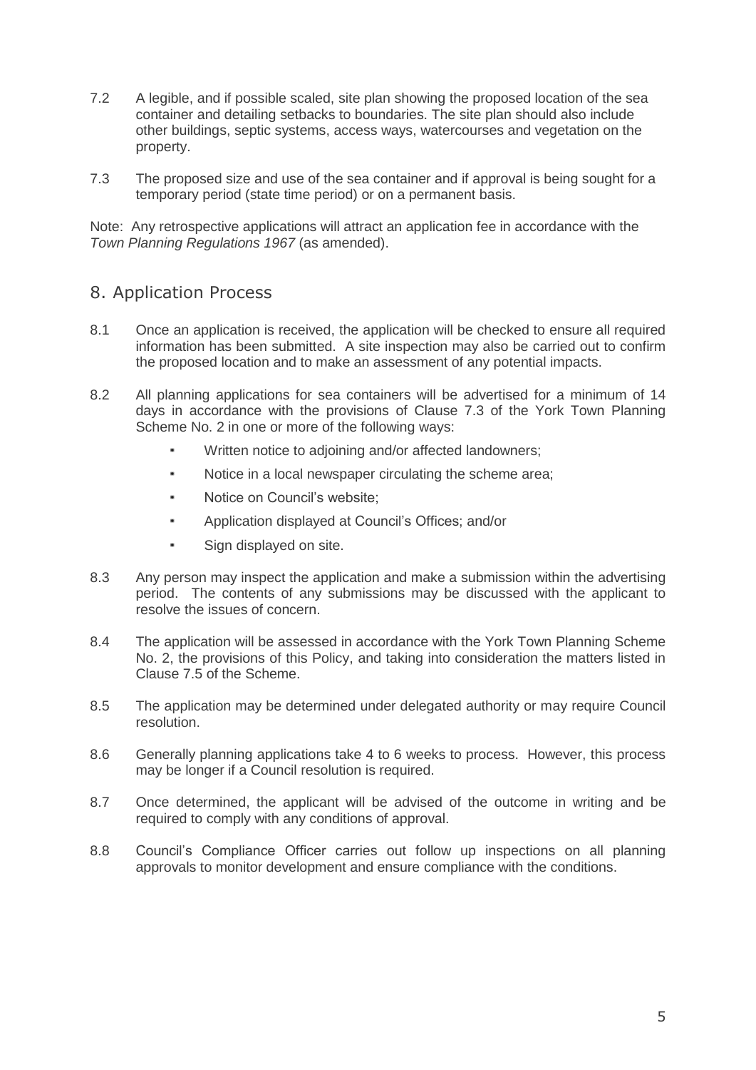7.2 A legible, and if possible scaled, site plan showing the proposed location of the sea container and detailing setbacks to boundaries. The site plan should also include other buildings, septic systems, access ways, watercourses and vegetation on the property.

7.3 The proposed size and use of the sea container and if approval is being sought for a temporary period (state time period) or on a permanent basis.

Note: Any retrospective applications will attract an application fee in accordance with the *Town Planning Regulations 1967* (as amended).

## 8. Application Process

8.1 Once an application is received, the application will be checked to ensure all required information has been submitted. A site inspection may also be carried out to confirm the proposed location and to make an assessment of any potential impacts.

8.2 All planning applications for sea containers will be advertised for a minimum of 14 days in accordance with the provisions of Clause 7.3 of the York Town Planning Scheme No. 2 in one or more of the following ways:

- Written notice to adjoining and/or affected landowners;
- Notice in a local newspaper circulating the scheme area;
- Notice on Council's website;
- Application displayed at Council's Offices; and/or
- Sign displayed on site.

8.3 Any person may inspect the application and make a submission within the advertising period. The contents of any submissions may be discussed with the applicant to resolve the issues of concern.

8.4 The application will be assessed in accordance with the York Town Planning Scheme No. 2, the provisions of this Policy, and taking into consideration the matters listed in Clause 7.5 of the Scheme.

8.5 The application may be determined under delegated authority or may require Council resolution.

8.6 Generally planning applications take 4 to 6 weeks to process. However, this process may be longer if a Council resolution is required.

8.7 Once determined, the applicant will be advised of the outcome in writing and be required to comply with any conditions of approval.

8.8 Council's Compliance Officer carries out follow up inspections on all planning approvals to monitor development and ensure compliance with the conditions.